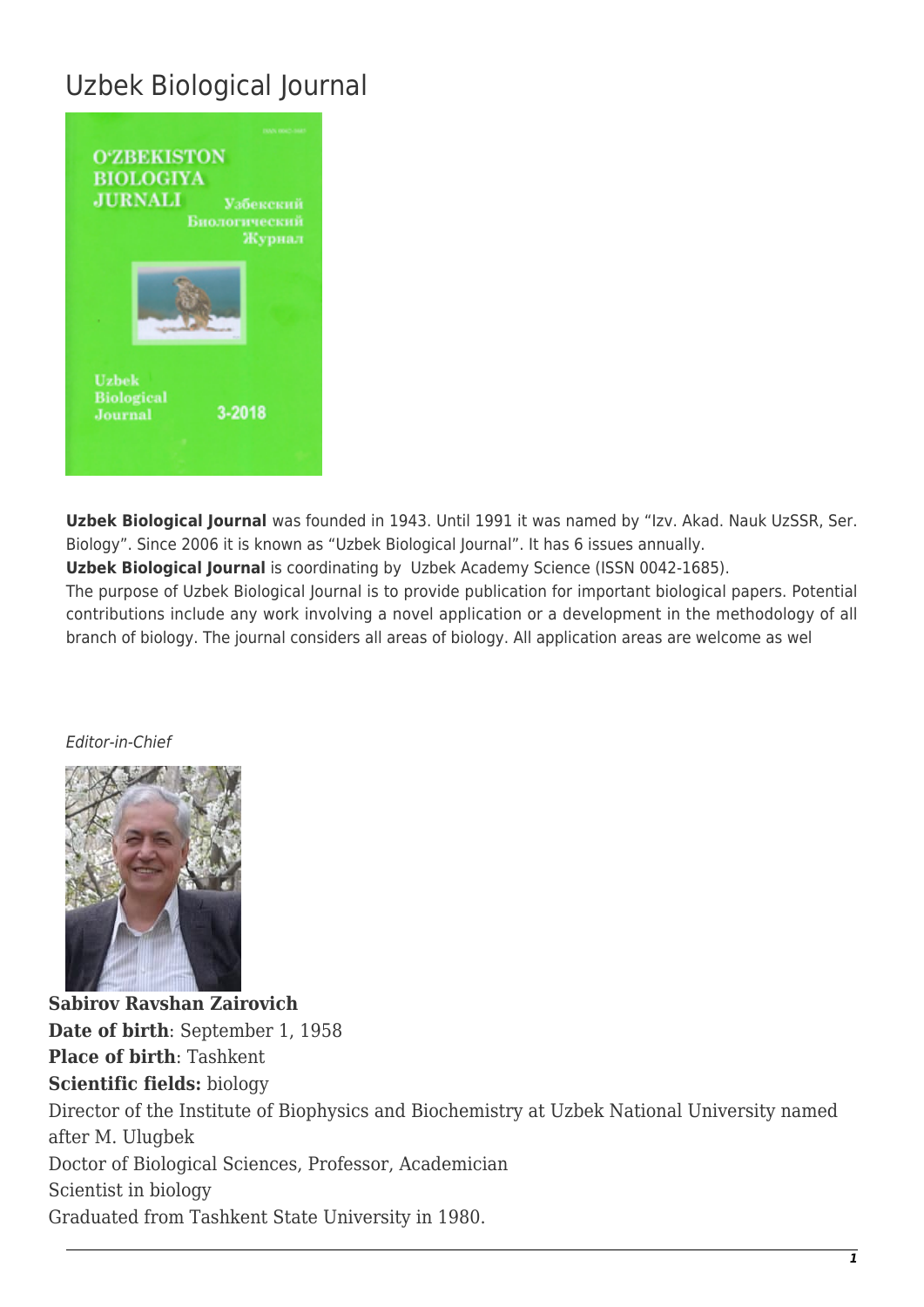# Uzbek Biological Journal

**Uzbek Biological Journal** was founded in 1943. Until 1991 it was named by "Izv. Akad. Nauk UzSSR, Ser. Biology". Since 2006 it is known as "Uzbek Biological Journal". It has 6 issues annually.

**Uzbek Biological Journal** is coordinating by Uzbek Academy Science (ISSN 0042-1685).

The purpose of Uzbek Biological Journal is to provide publication for important biological papers. Potential contributions include any work involving a novel application or a development in the methodology of all branch of biology. The journal considers all areas of biology. All application areas are welcome as wel

*Editor-in-Chief*

**Sabirov Ravshan Zairovich**
**Date of birth**: September 1, 1958
**Place of birth**: Tashkent
**Scientific fields:** biology
Director of the Institute of Biophysics and Biochemistry at Uzbek National University named after M. Ulugbek
Doctor of Biological Sciences, Professor, Academician
Scientist in biology
Graduated from Tashkent State University in 1980.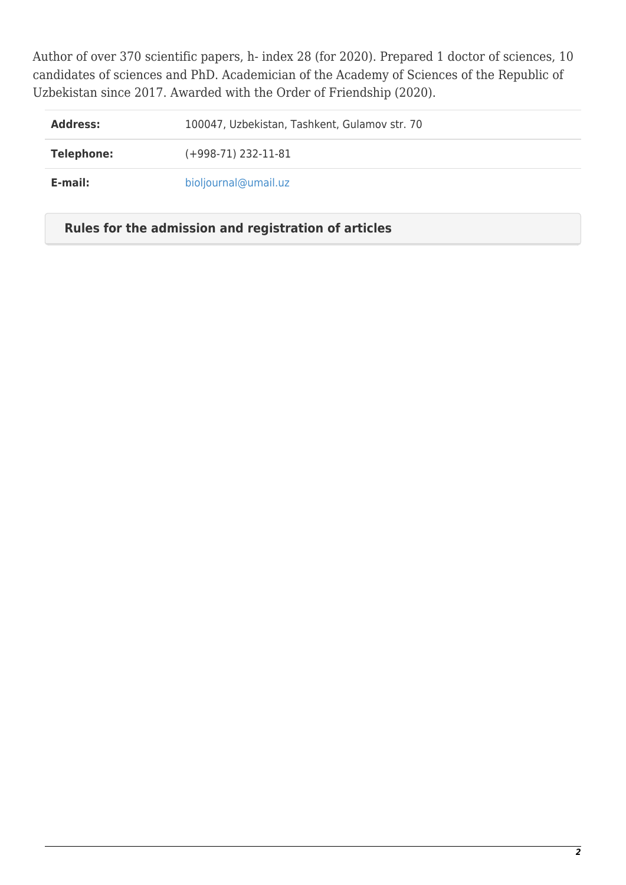Author of over 370 scientific papers, h- index 28 (for 2020). Prepared 1 doctor of sciences, 10 candidates of sciences and PhD. Academician of the Academy of Sciences of the Republic of Uzbekistan since 2017. Awarded with the Order of Friendship (2020).

| | |
|---|---|
| **Address:** | 100047, Uzbekistan, Tashkent, Gulamov str. 70 |
| **Telephone:** | (+998-71) 232-11-81 |
| **E-mail:** | bioljournal@umail.uz |

**Rules for the admission and registration of articles**